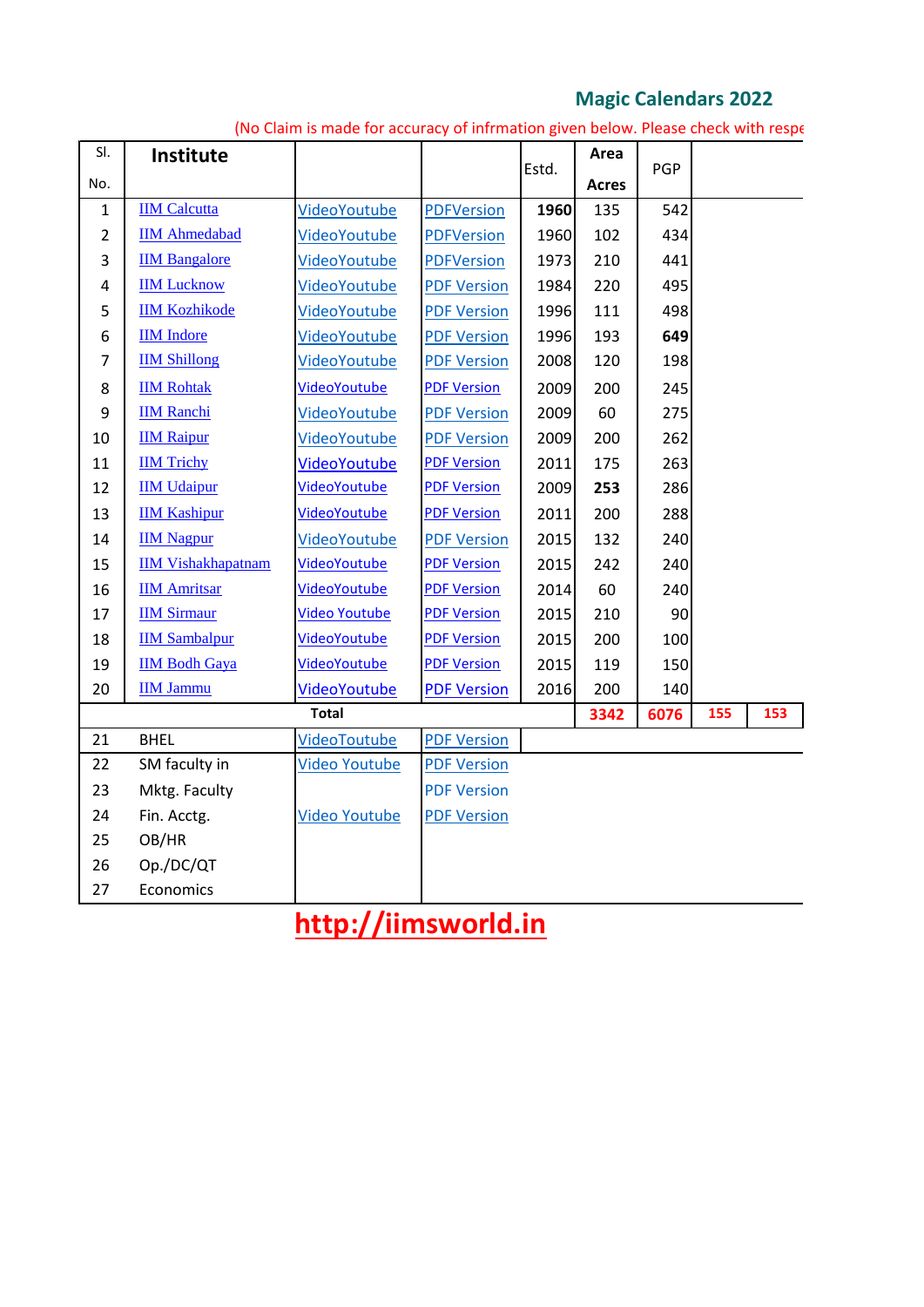## Magic Calendars 2022

(No Claim is made for accuracy of infrmation given below. Please check with respe

| Sl. No. | Institute | | | Estd. | Area Acres | PGP | | |
|---|---|---|---|---|---|---|---|---|
| 1 | IIM Calcutta | VideoYoutube | PDFVersion | **1960** | 135 | 542 | | |
| 2 | IIM Ahmedabad | VideoYoutube | PDFVersion | 1960 | 102 | 434 | | |
| 3 | IIM Bangalore | VideoYoutube | PDFVersion | 1973 | 210 | 441 | | |
| 4 | IIM Lucknow | VideoYoutube | PDF Version | 1984 | 220 | 495 | | |
| 5 | IIM Kozhikode | VideoYoutube | PDF Version | 1996 | 111 | 498 | | |
| 6 | IIM Indore | VideoYoutube | PDF Version | 1996 | 193 | **649** | | |
| 7 | IIM Shillong | VideoYoutube | PDF Version | 2008 | 120 | 198 | | |
| 8 | IIM Rohtak | VideoYoutube | PDF Version | 2009 | 200 | 245 | | |
| 9 | IIM Ranchi | VideoYoutube | PDF Version | 2009 | 60 | 275 | | |
| 10 | IIM Raipur | VideoYoutube | PDF Version | 2009 | 200 | 262 | | |
| 11 | IIM Trichy | VideoYoutube | PDF Version | 2011 | 175 | 263 | | |
| 12 | IIM Udaipur | VideoYoutube | PDF Version | 2009 | **253** | 286 | | |
| 13 | IIM Kashipur | VideoYoutube | PDF Version | 2011 | 200 | 288 | | |
| 14 | IIM Nagpur | VideoYoutube | PDF Version | 2015 | 132 | 240 | | |
| 15 | IIM Vishakhapatnam | VideoYoutube | PDF Version | 2015 | 242 | 240 | | |
| 16 | IIM Amritsar | VideoYoutube | PDF Version | 2014 | 60 | 240 | | |
| 17 | IIM Sirmaur | Video Youtube | PDF Version | 2015 | 210 | 90 | | |
| 18 | IIM Sambalpur | VideoYoutube | PDF Version | 2015 | 200 | 100 | | |
| 19 | IIM Bodh Gaya | VideoYoutube | PDF Version | 2015 | 119 | 150 | | |
| 20 | IIM Jammu | VideoYoutube | PDF Version | 2016 | 200 | 140 | | |
| | **Total** | | | | **3342** | **6076** | **155** | **153** |
| 21 | BHEL | VideoYoutube | PDF Version | | | | | |
| 22 | SM faculty in | Video Youtube | PDF Version | | | | | |
| 23 | Mktg. Faculty | | PDF Version | | | | | |
| 24 | Fin. Acctg. | Video Youtube | PDF Version | | | | | |
| 25 | OB/HR | | | | | | | |
| 26 | Op./DC/QT | | | | | | | |
| 27 | Economics | | | | | | | |

**http://iimsworld.in**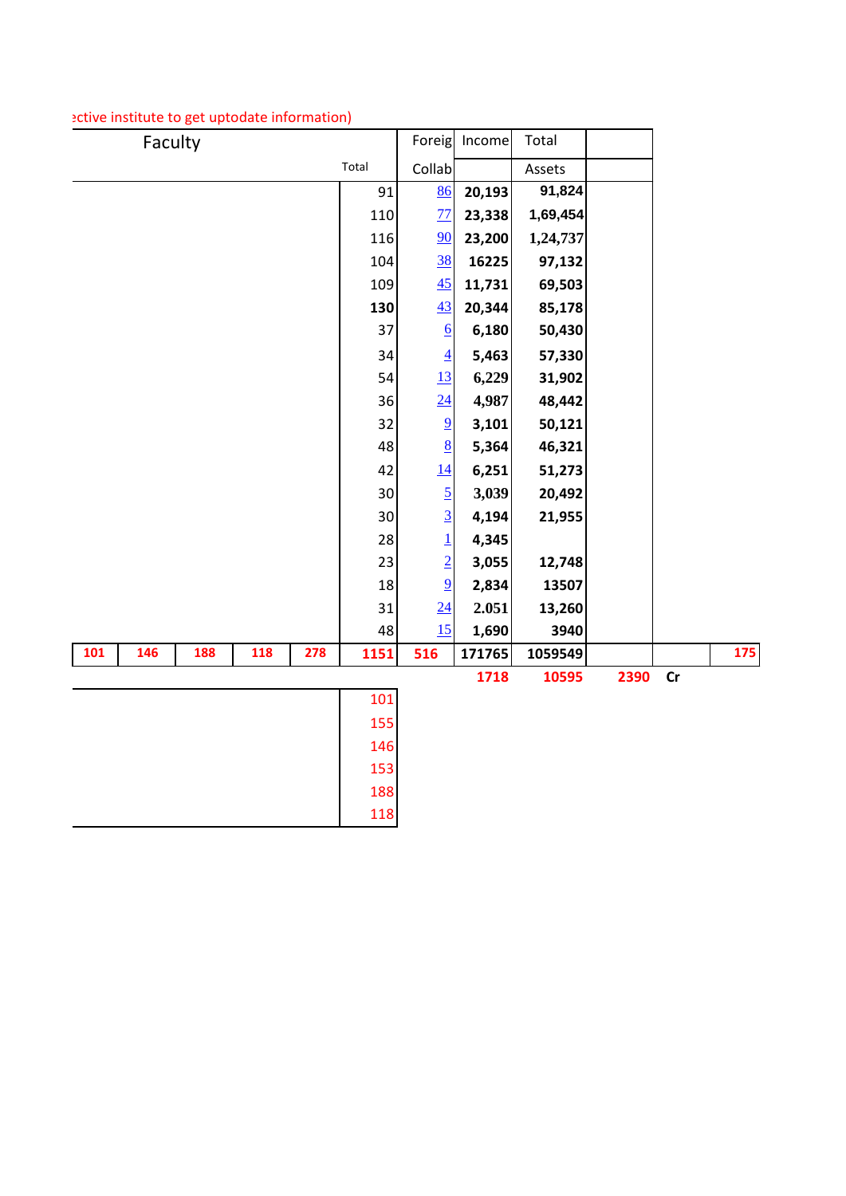ective institute to get uptodate information)

| Faculty | | | | | | Foreig | Income | Total | | | |
|---|---|---|---|---|---|---|---|---|---|---|---|
| | | | | | Total | Collab | | Assets | | | |
| | | | | | 91 | 86 | 20,193 | 91,824 | | | |
| | | | | | 110 | 77 | 23,338 | 1,69,454 | | | |
| | | | | | 116 | 90 | 23,200 | 1,24,737 | | | |
| | | | | | 104 | 38 | 16225 | 97,132 | | | |
| | | | | | 109 | 45 | 11,731 | 69,503 | | | |
| | | | | | **130** | 43 | 20,344 | 85,178 | | | |
| | | | | | 37 | 6 | 6,180 | 50,430 | | | |
| | | | | | 34 | 4 | 5,463 | 57,330 | | | |
| | | | | | 54 | 13 | 6,229 | 31,902 | | | |
| | | | | | 36 | 24 | 4,987 | 48,442 | | | |
| | | | | | 32 | 9 | 3,101 | 50,121 | | | |
| | | | | | 48 | 8 | 5,364 | 46,321 | | | |
| | | | | | 42 | 14 | 6,251 | 51,273 | | | |
| | | | | | 30 | 5 | 3,039 | 20,492 | | | |
| | | | | | 30 | 3 | 4,194 | 21,955 | | | |
| | | | | | 28 | 1 | 4,345 | | | | |
| | | | | | 23 | 2 | 3,055 | 12,748 | | | |
| | | | | | 18 | 9 | 2,834 | 13507 | | | |
| | | | | | 31 | 24 | 2.051 | 13,260 | | | |
| | | | | | 48 | 15 | 1,690 | 3940 | | | |
| 101 | 146 | 188 | 118 | 278 | 1151 | 516 | 171765 | 1059549 | | | 175 |
| | | | | | | | 1718 | 10595 | 2390 | Cr | |

| |
|---|
| 101 |
| 155 |
| 146 |
| 153 |
| 188 |
| 118 |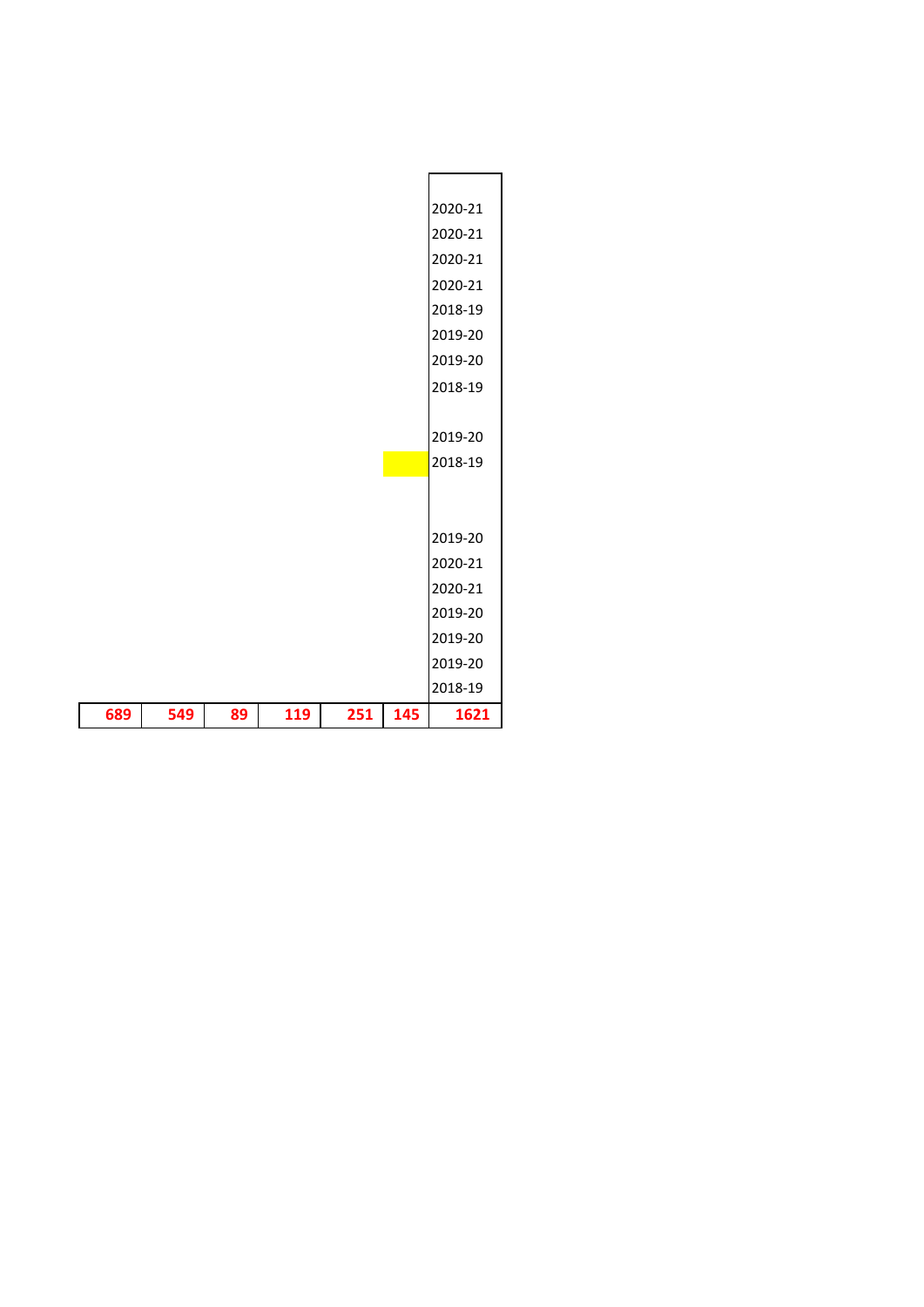| | | | | | | |
|---|---|---|---|---|---|---|
| | | | | | | 2020-21 |
| | | | | | | 2020-21 |
| | | | | | | 2020-21 |
| | | | | | | 2020-21 |
| | | | | | | 2018-19 |
| | | | | | | 2019-20 |
| | | | | | | 2019-20 |
| | | | | | | 2018-19 |
| | | | | | | |
| | | | | | | 2019-20 |
| | | | | | | 2018-19 |
| | | | | | | |
| | | | | | | |
| | | | | | | 2019-20 |
| | | | | | | 2020-21 |
| | | | | | | 2020-21 |
| | | | | | | 2019-20 |
| | | | | | | 2019-20 |
| | | | | | | 2019-20 |
| | | | | | | 2018-19 |
| **689** | **549** | **89** | **119** | **251** | **145** | **1621** |